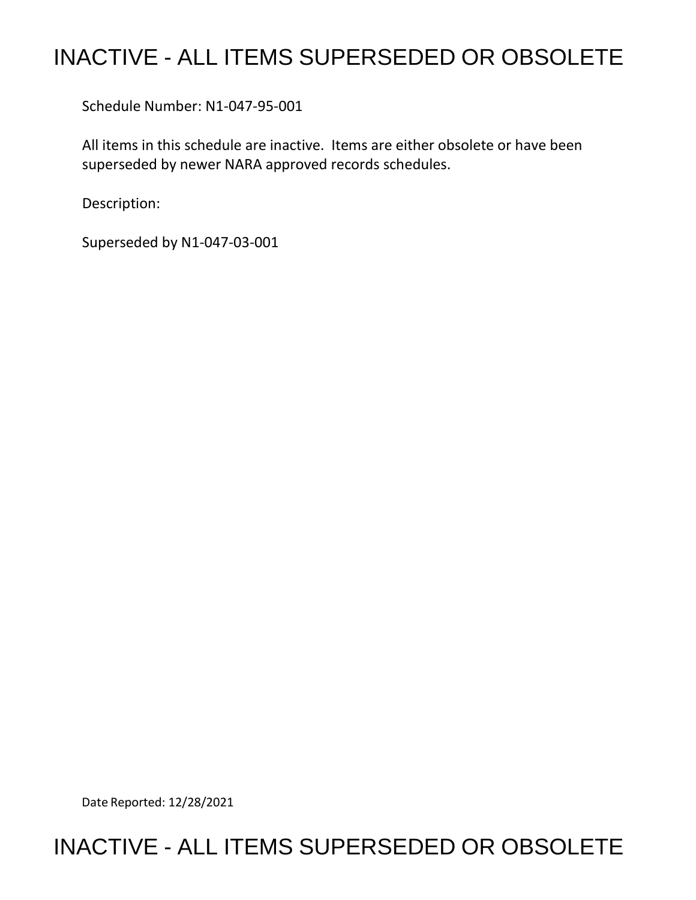# INACTIVE - ALL ITEMS SUPERSEDED OR OBSOLETE

Schedule Number: N1-047-95-001

All items in this schedule are inactive. Items are either obsolete or have been superseded by newer NARA approved records schedules.

Description:

Superseded by N1-047-03-001

Date Reported: 12/28/2021

# INACTIVE - ALL ITEMS SUPERSEDED OR OBSOLETE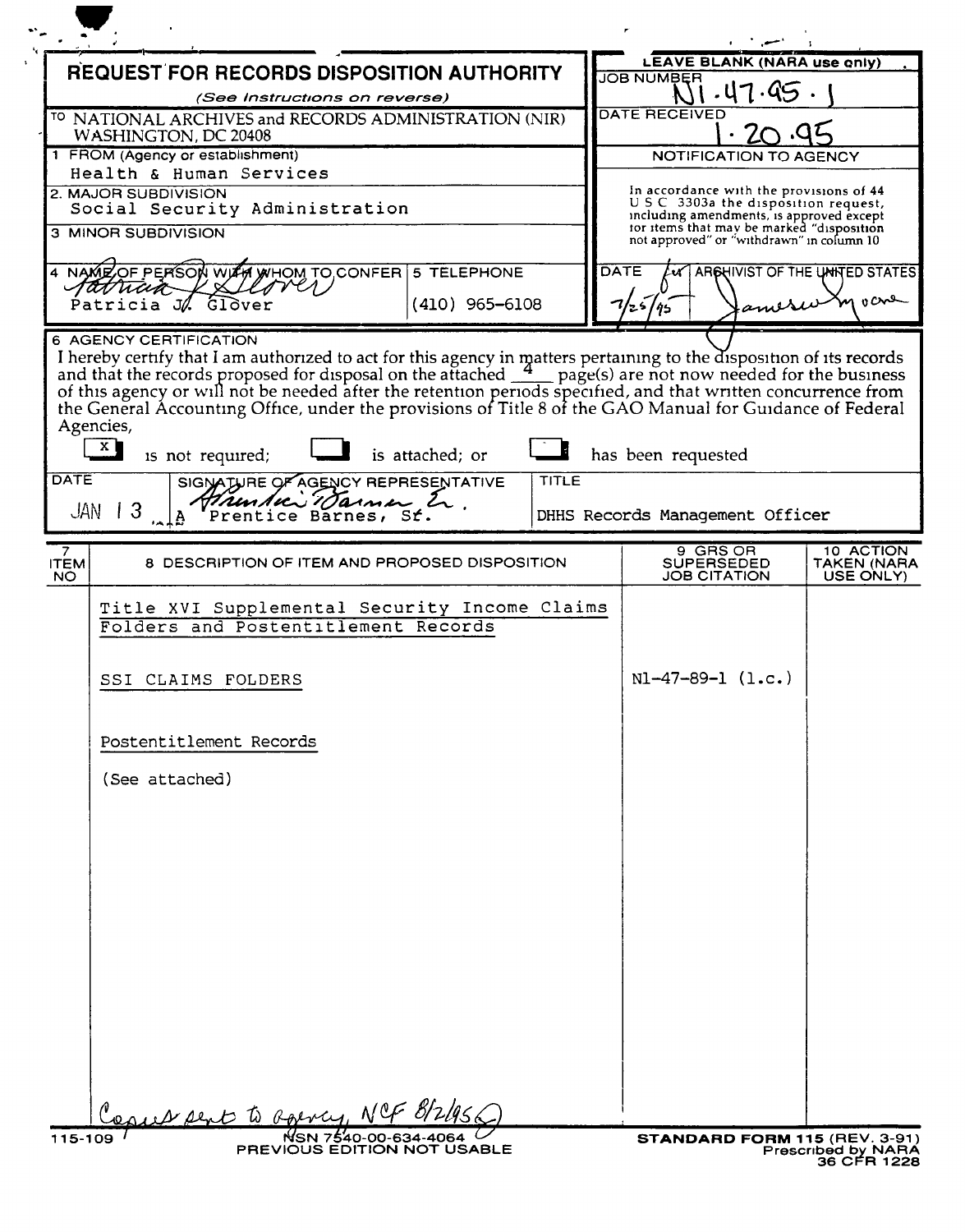# REQUEST FOR RECORDS DISPOSITION AUTHORITY

*(See Instructions on reverse)*

| LEAVE BLANK (NARA use only) |
|---|
| JOB NUMBER N1-47-95-1 |
| DATE RECEIVED 1-20-95 |
| NOTIFICATION TO AGENCY |
| In accordance with the provisions of 44 U.S.C. 3303a the disposition request, including amendments, is approved except for items that may be marked "disposition not approved" or "withdrawn" in column 10 |
| DATE 7/25/95 — ARCHIVIST OF THE UNITED STATES (signature) |

TO NATIONAL ARCHIVES and RECORDS ADMINISTRATION (NIR) WASHINGTON, DC 20408

1 FROM (Agency or establishment)
Health & Human Services

2. MAJOR SUBDIVISION
Social Security Administration

3 MINOR SUBDIVISION

4 NAME OF PERSON WITH WHOM TO CONFER: Patricia J. Glover (signature)
Patricia J. Glover

5 TELEPHONE: (410) 965-6108

6 AGENCY CERTIFICATION

I hereby certify that I am authorized to act for this agency in matters pertaining to the disposition of its records and that the records proposed for disposal on the attached 4 page(s) are not now needed for the business of this agency or will not be needed after the retention periods specified, and that written concurrence from the General Accounting Office, under the provisions of Title 8 of the GAO Manual for Guidance of Federal Agencies,

[X] is not required; [ ] is attached; or [ ] has been requested

| DATE | SIGNATURE OF AGENCY REPRESENTATIVE | TITLE |
|---|---|---|
| JAN 13 | (signature) Prentice Barnes, Sr. | DHHS Records Management Officer |

| 7 ITEM NO | 8 DESCRIPTION OF ITEM AND PROPOSED DISPOSITION | 9 GRS OR SUPERSEDED JOB CITATION | 10 ACTION TAKEN (NARA USE ONLY) |
|---|---|---|---|
| | Title XVI Supplemental Security Income Claims Folders and Postentitlement Records | | |
| | SSI CLAIMS FOLDERS | N1-47-89-1 (1.c.) | |
| | Postentitlement Records | | |
| | (See attached) | | |

Copies sent to agency, NCF 8/2/95

115-109 NSN 7540-00-634-4064
PREVIOUS EDITION NOT USABLE

STANDARD FORM 115 (REV. 3-91)
Prescribed by NARA
36 CFR 1228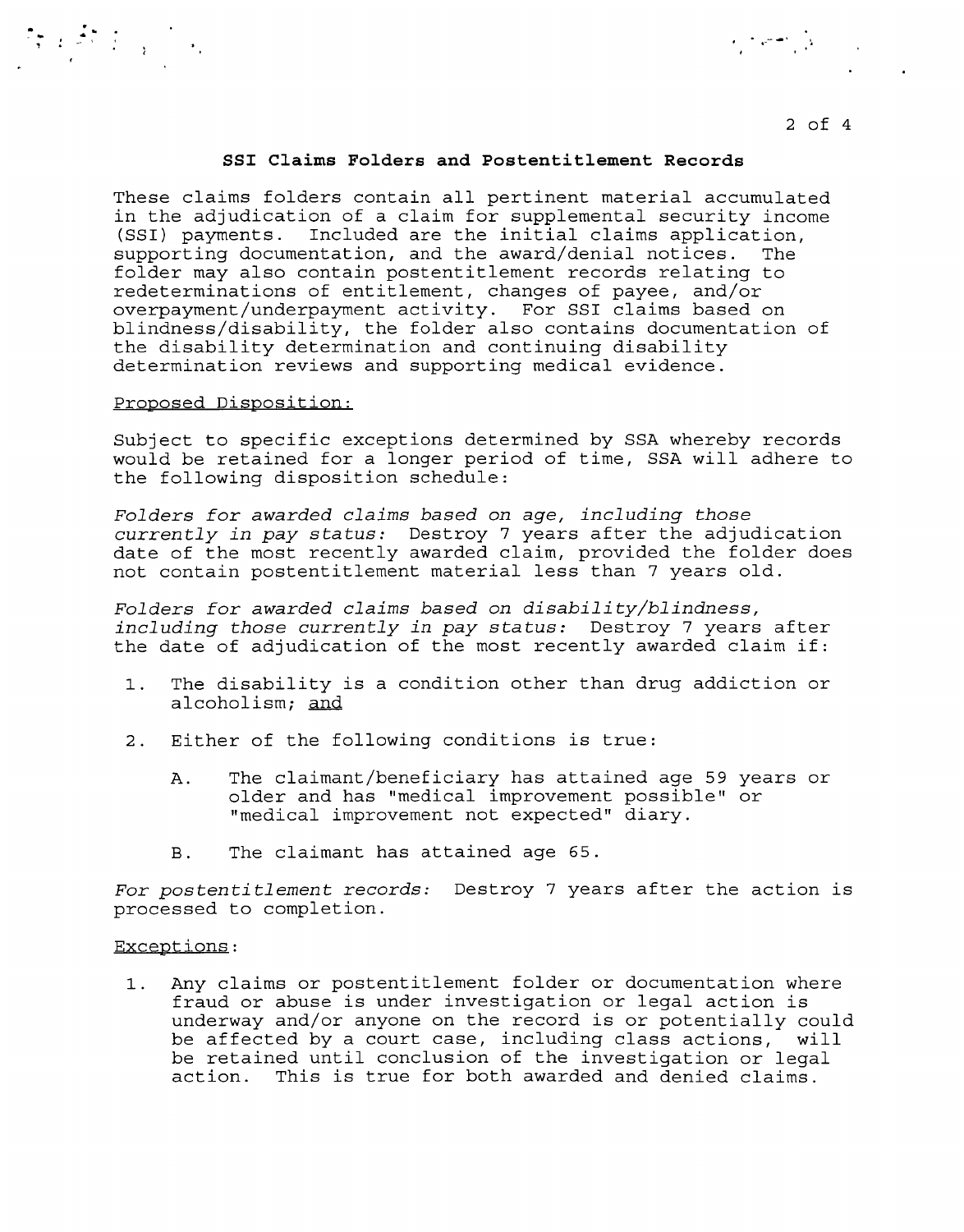## **SSI Claims Folders and Postentitlement Records**

These claims folders contain all pertinent material accumulated in the adjudication of a claim for supplemental security income (SSI) payments. Included are the initial claims application, supporting documentation, and the award/denial notices. The folder may also contain postentitlement records relating to redeterminations of entitlement, changes of payee, and/or overpayment/underpayment activity. For SSI claims based on blindness/disability, the folder also contains documentation of the disability determination and continuing disability determination reviews and supporting medical evidence.

Proposed Disposition:

Subject to specific exceptions determined by SSA whereby records would be retained for a longer period of time, SSA will adhere to the following disposition schedule:

*Folders for awarded claims based on age, including those currently in pay status:* Destroy 7 years after the adjudication date of the most recently awarded claim, provided the folder does not contain postentitlement material less than 7 years old.

*Folders for awarded claims based on disability/blindness, including those currently in pay status:* Destroy 7 years after the date of adjudication of the most recently awarded claim if:

1. The disability is a condition other than drug addiction or alcoholism; and

2. Either of the following conditions is true:

   A. The claimant/beneficiary has attained age 59 years or older and has "medical improvement possible" or "medical improvement not expected" diary.

   B. The claimant has attained age 65.

*For postentitlement records:* Destroy 7 years after the action is processed to completion.

Exceptions:

1. Any claims or postentitlement folder or documentation where fraud or abuse is under investigation or legal action is underway and/or anyone on the record is or potentially could be affected by a court case, including class actions, will be retained until conclusion of the investigation or legal action. This is true for both awarded and denied claims.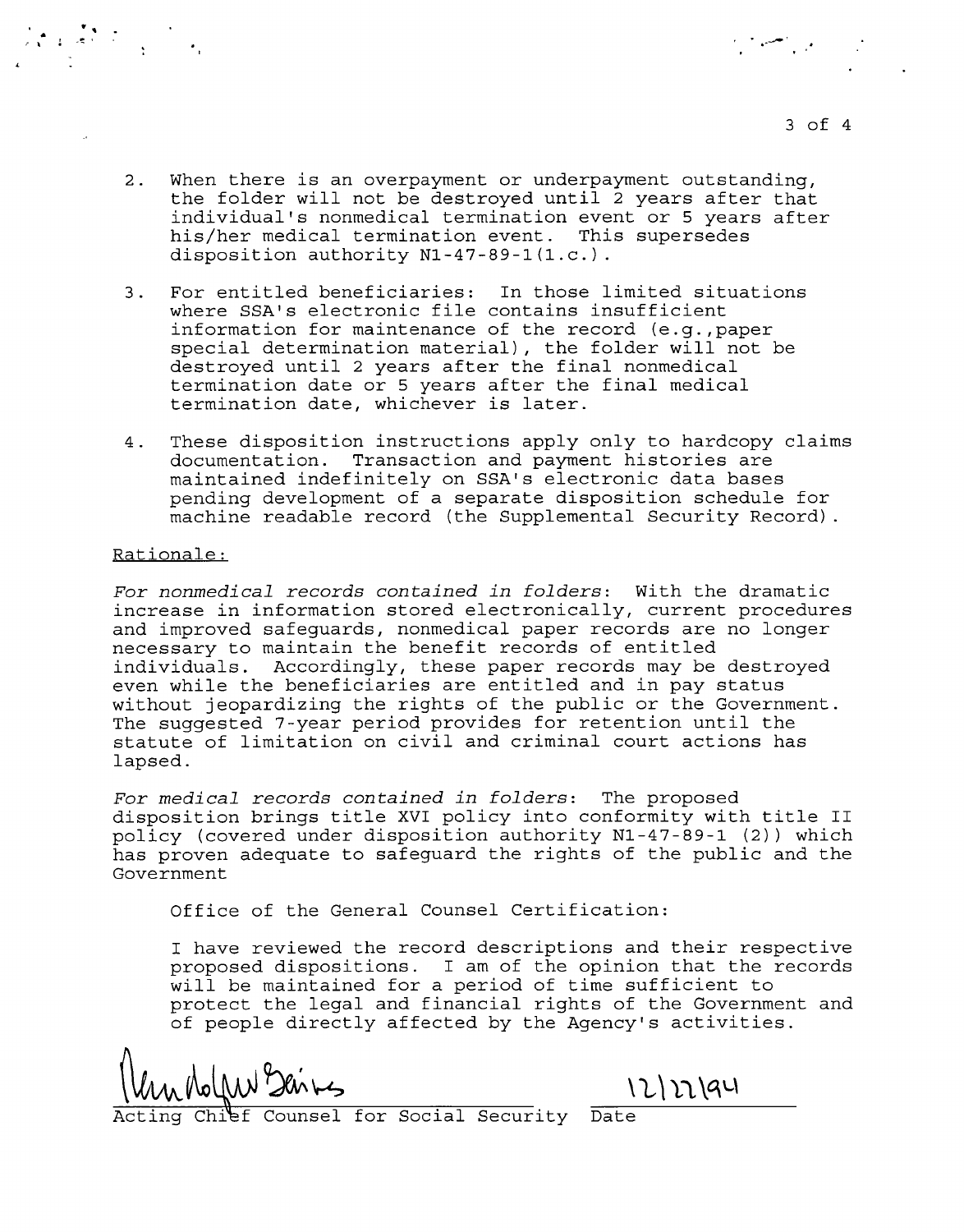2. When there is an overpayment or underpayment outstanding, the folder will not be destroyed until 2 years after that individual's nonmedical termination event or 5 years after his/her medical termination event. This supersedes disposition authority N1-47-89-1(1.c.).

3. For entitled beneficiaries: In those limited situations where SSA's electronic file contains insufficient information for maintenance of the record (e.g.,paper special determination material), the folder will not be destroyed until 2 years after the final nonmedical termination date or 5 years after the final medical termination date, whichever is later.

4. These disposition instructions apply only to hardcopy claims documentation. Transaction and payment histories are maintained indefinitely on SSA's electronic data bases pending development of a separate disposition schedule for machine readable record (the Supplemental Security Record).

Rationale:

*For nonmedical records contained in folders*: With the dramatic increase in information stored electronically, current procedures and improved safeguards, nonmedical paper records are no longer necessary to maintain the benefit records of entitled individuals. Accordingly, these paper records may be destroyed even while the beneficiaries are entitled and in pay status without jeopardizing the rights of the public or the Government. The suggested 7-year period provides for retention until the statute of limitation on civil and criminal court actions has lapsed.

*For medical records contained in folders*: The proposed disposition brings title XVI policy into conformity with title II policy (covered under disposition authority N1-47-89-1 (2)) which has proven adequate to safeguard the rights of the public and the Government

Office of the General Counsel Certification:

I have reviewed the record descriptions and their respective proposed dispositions. I am of the opinion that the records will be maintained for a period of time sufficient to protect the legal and financial rights of the Government and of people directly affected by the Agency's activities.

Randolph W. Gaines — 12/22/94

Acting Chief Counsel for Social Security — Date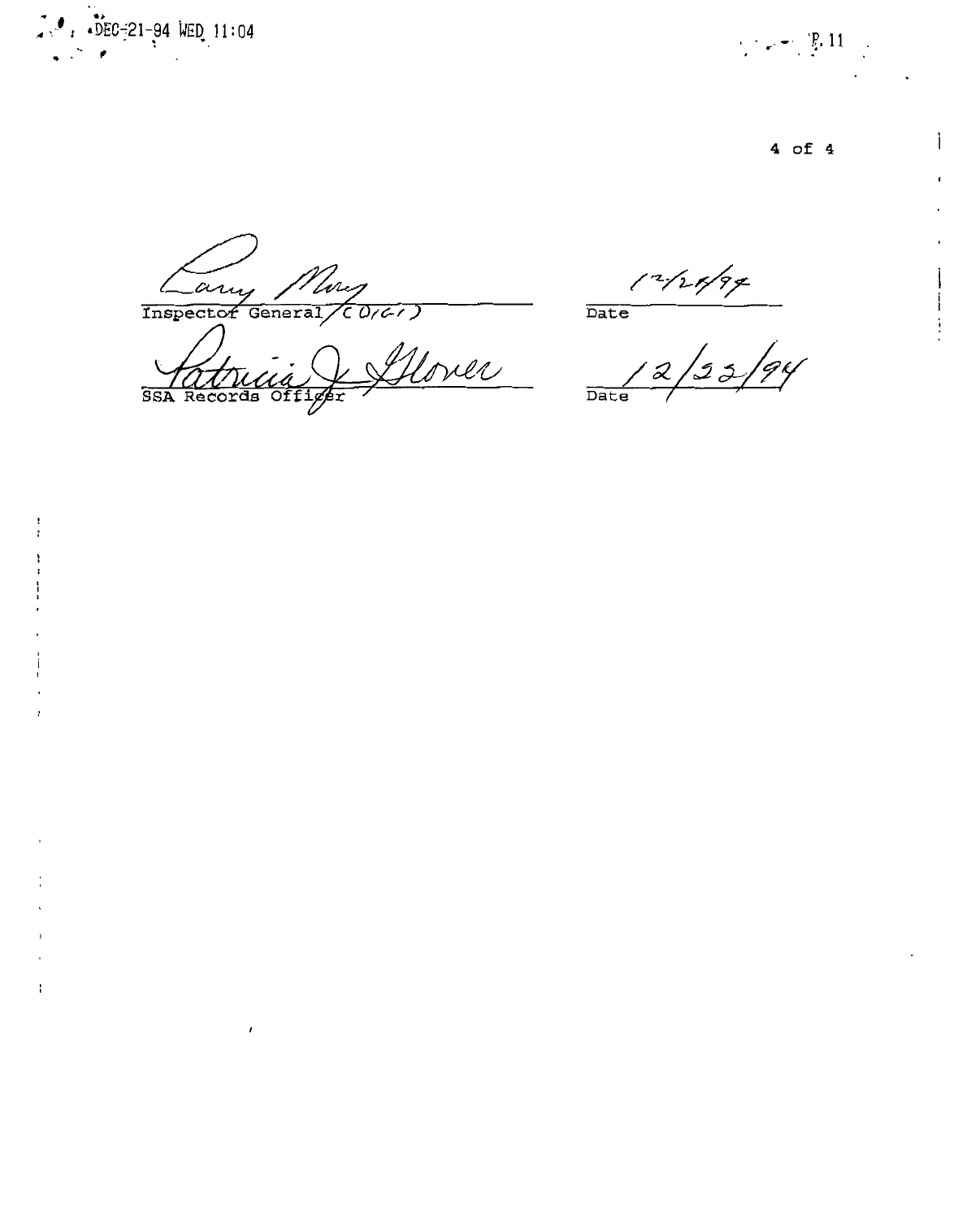Larry Morey
Inspector General (OIG)    12/21/94
Date

Patricia J. Glover
SSA Records Officer    12/22/94
Date